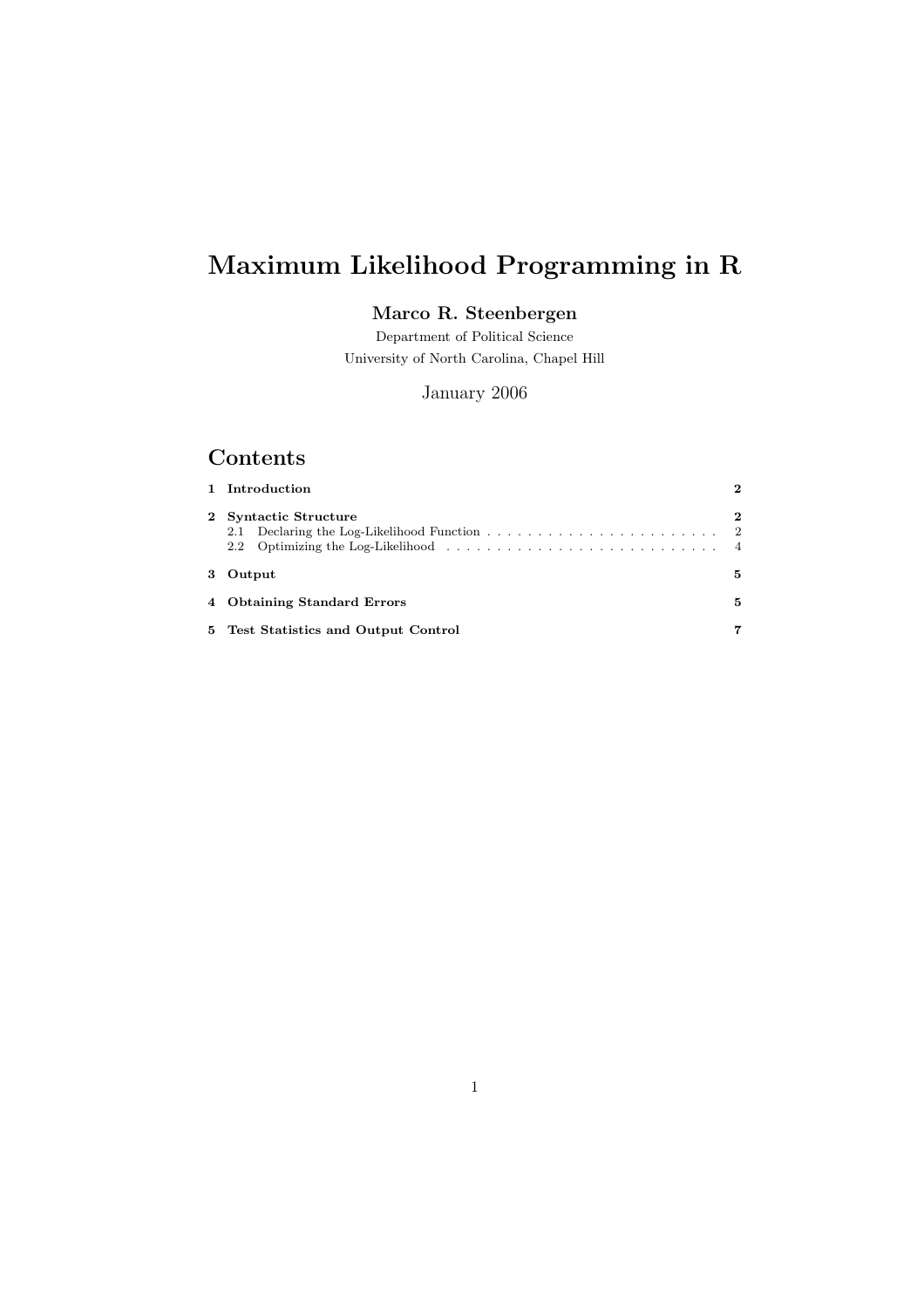# Maximum Likelihood Programming in R

**Marco R. Steenbergen**

Department of Political Science
University of North Carolina, Chapel Hill

January 2006

## Contents

**1 Introduction** **2**

**2 Syntactic Structure** **2**

- 2.1 Declaring the Log-Likelihood Function . . . . . . . . . . . . . . . . . . . . . . . 2
- 2.2 Optimizing the Log-Likelihood . . . . . . . . . . . . . . . . . . . . . . . . . . . . 4

**3 Output** **5**

**4 Obtaining Standard Errors** **5**

**5 Test Statistics and Output Control** **7**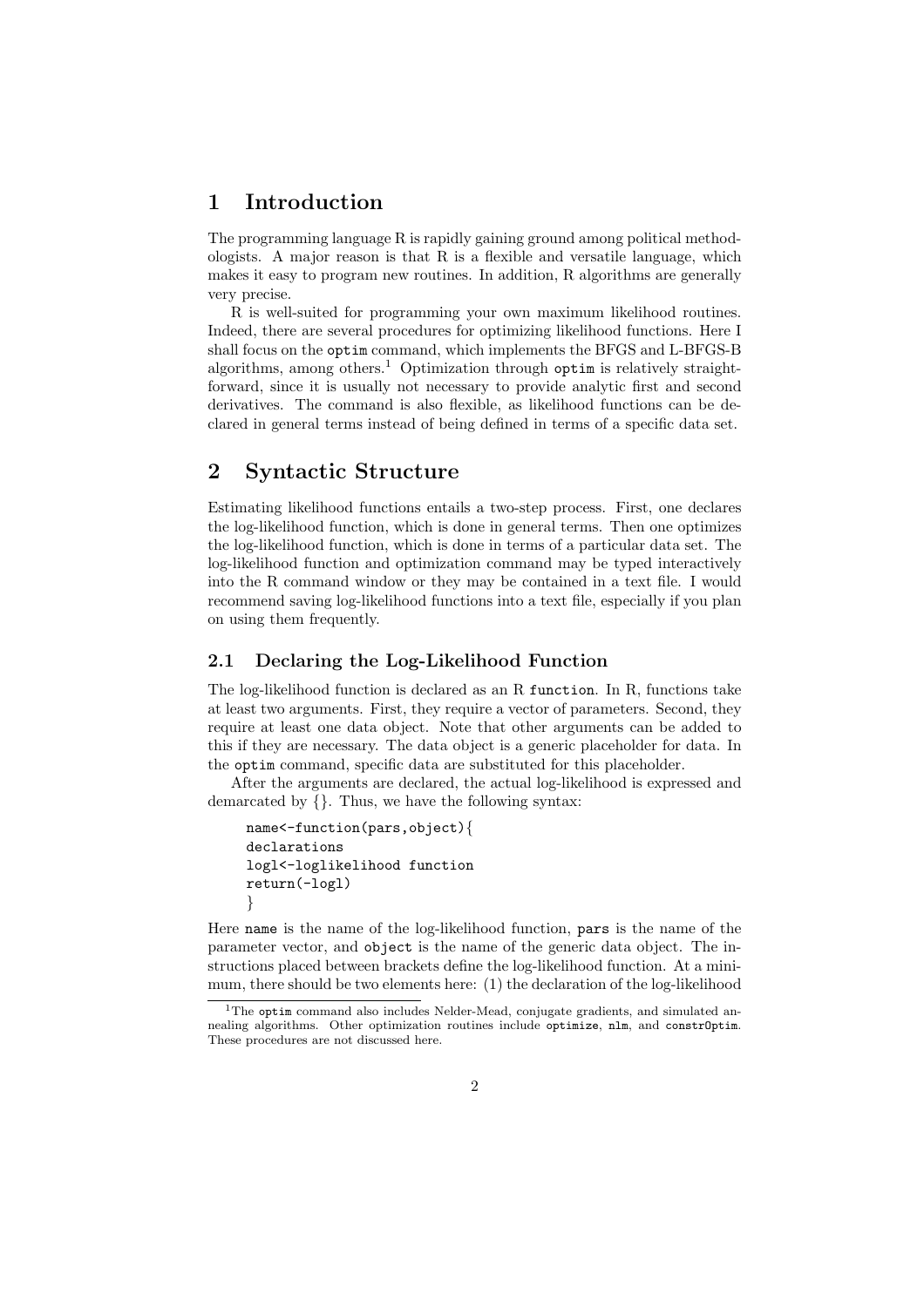# 1 Introduction

The programming language R is rapidly gaining ground among political methodologists. A major reason is that R is a flexible and versatile language, which makes it easy to program new routines. In addition, R algorithms are generally very precise.

R is well-suited for programming your own maximum likelihood routines. Indeed, there are several procedures for optimizing likelihood functions. Here I shall focus on the `optim` command, which implements the BFGS and L-BFGS-B algorithms, among others.[1] Optimization through `optim` is relatively straightforward, since it is usually not necessary to provide analytic first and second derivatives. The command is also flexible, as likelihood functions can be declared in general terms instead of being defined in terms of a specific data set.

# 2 Syntactic Structure

Estimating likelihood functions entails a two-step process. First, one declares the log-likelihood function, which is done in general terms. Then one optimizes the log-likelihood function, which is done in terms of a particular data set. The log-likelihood function and optimization command may be typed interactively into the R command window or they may be contained in a text file. I would recommend saving log-likelihood functions into a text file, especially if you plan on using them frequently.

## 2.1 Declaring the Log-Likelihood Function

The log-likelihood function is declared as an R `function`. In R, functions take at least two arguments. First, they require a vector of parameters. Second, they require at least one data object. Note that other arguments can be added to this if they are necessary. The data object is a generic placeholder for data. In the `optim` command, specific data are substituted for this placeholder.

After the arguments are declared, the actual log-likelihood is expressed and demarcated by {}. Thus, we have the following syntax:

```
name<-function(pars,object){
declarations
logl<-loglikelihood function
return(-logl)
}
```

Here `name` is the name of the log-likelihood function, `pars` is the name of the parameter vector, and `object` is the name of the generic data object. The instructions placed between brackets define the log-likelihood function. At a minimum, there should be two elements here: (1) the declaration of the log-likelihood

[1] The `optim` command also includes Nelder-Mead, conjugate gradients, and simulated annealing algorithms. Other optimization routines include `optimize`, `nlm`, and `constrOptim`. These procedures are not discussed here.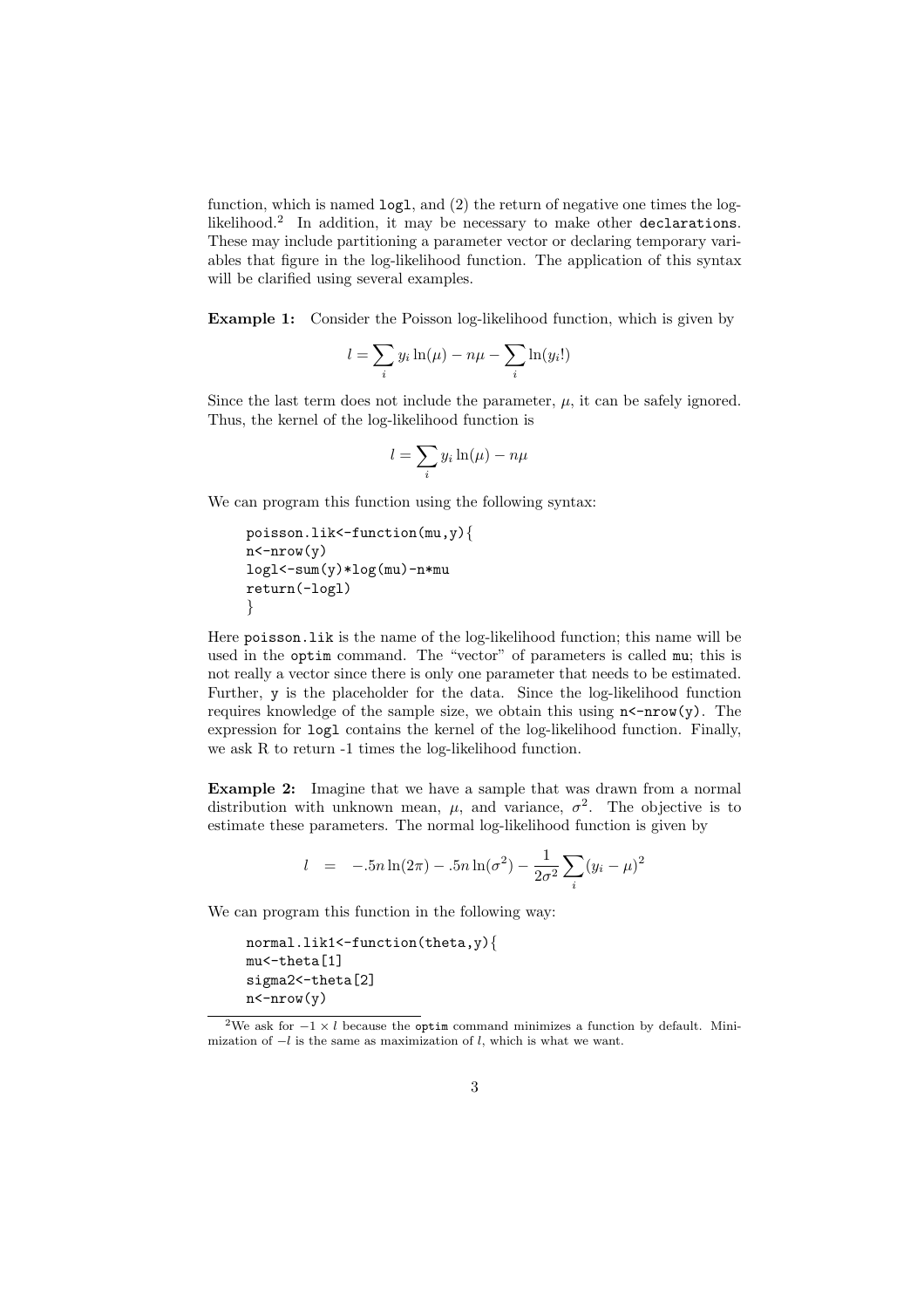function, which is named `logl`, and (2) the return of negative one times the log-likelihood.[2] In addition, it may be necessary to make other `declarations`. These may include partitioning a parameter vector or declaring temporary variables that figure in the log-likelihood function. The application of this syntax will be clarified using several examples.

**Example 1:** Consider the Poisson log-likelihood function, which is given by

$$l = \sum_i y_i \ln(\mu) - n\mu - \sum_i \ln(y_i!)$$

Since the last term does not include the parameter, $\mu$, it can be safely ignored. Thus, the kernel of the log-likelihood function is

$$l = \sum_i y_i \ln(\mu) - n\mu$$

We can program this function using the following syntax:

```
poisson.lik<-function(mu,y){
n<-nrow(y)
logl<-sum(y)*log(mu)-n*mu
return(-logl)
}
```

Here `poisson.lik` is the name of the log-likelihood function; this name will be used in the `optim` command. The "vector" of parameters is called `mu`; this is not really a vector since there is only one parameter that needs to be estimated. Further, `y` is the placeholder for the data. Since the log-likelihood function requires knowledge of the sample size, we obtain this using `n<-nrow(y)`. The expression for `logl` contains the kernel of the log-likelihood function. Finally, we ask R to return -1 times the log-likelihood function.

**Example 2:** Imagine that we have a sample that was drawn from a normal distribution with unknown mean, $\mu$, and variance, $\sigma^2$. The objective is to estimate these parameters. The normal log-likelihood function is given by

$$l = -.5n\ln(2\pi) - .5n\ln(\sigma^2) - \frac{1}{2\sigma^2}\sum_i (y_i - \mu)^2$$

We can program this function in the following way:

```
normal.lik1<-function(theta,y){
mu<-theta[1]
sigma2<-theta[2]
n<-nrow(y)
```

[2] We ask for $-1 \times l$ because the `optim` command minimizes a function by default. Minimization of $-l$ is the same as maximization of $l$, which is what we want.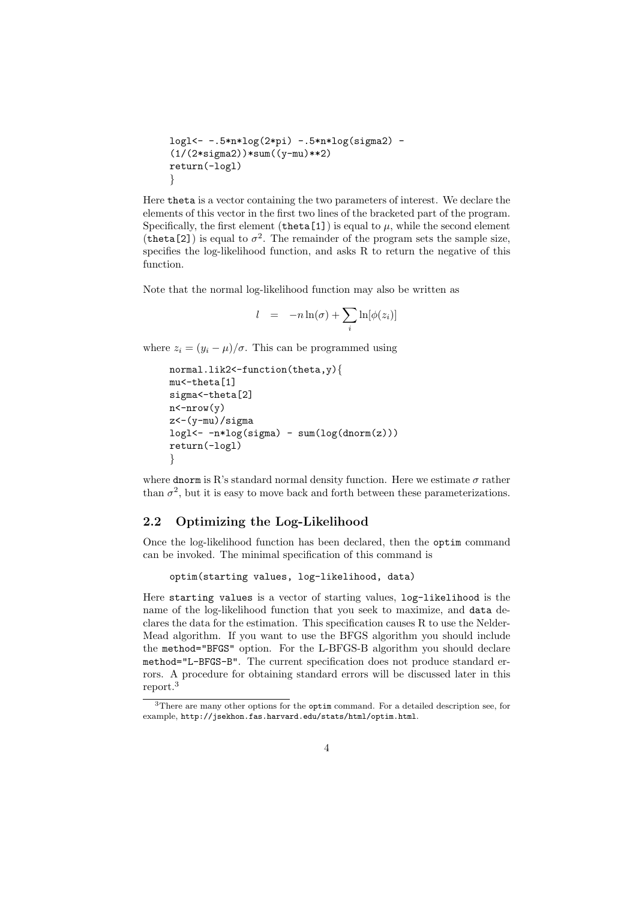```
logl<- -.5*n*log(2*pi) -.5*n*log(sigma2) -
(1/(2*sigma2))*sum((y-mu)**2)
return(-logl)
}
```

Here `theta` is a vector containing the two parameters of interest. We declare the elements of this vector in the first two lines of the bracketed part of the program. Specifically, the first element (`theta[1]`) is equal to $\mu$, while the second element (`theta[2]`) is equal to $\sigma^2$. The remainder of the program sets the sample size, specifies the log-likelihood function, and asks R to return the negative of this function.

Note that the normal log-likelihood function may also be written as

$$l = -n\ln(\sigma) + \sum_i \ln[\phi(z_i)]$$

where $z_i = (y_i - \mu)/\sigma$. This can be programmed using

```
normal.lik2<-function(theta,y){
mu<-theta[1]
sigma<-theta[2]
n<-nrow(y)
z<-(y-mu)/sigma
logl<- -n*log(sigma) - sum(log(dnorm(z)))
return(-logl)
}
```

where `dnorm` is R's standard normal density function. Here we estimate $\sigma$ rather than $\sigma^2$, but it is easy to move back and forth between these parameterizations.

## 2.2 Optimizing the Log-Likelihood

Once the log-likelihood function has been declared, then the `optim` command can be invoked. The minimal specification of this command is

```
optim(starting values, log-likelihood, data)
```

Here `starting values` is a vector of starting values, `log-likelihood` is the name of the log-likelihood function that you seek to maximize, and `data` declares the data for the estimation. This specification causes R to use the Nelder-Mead algorithm. If you want to use the BFGS algorithm you should include the `method="BFGS"` option. For the L-BFGS-B algorithm you should declare `method="L-BFGS-B"`. The current specification does not produce standard errors. A procedure for obtaining standard errors will be discussed later in this report.[3]

[3] There are many other options for the `optim` command. For a detailed description see, for example, `http://jsekhon.fas.harvard.edu/stats/html/optim.html`.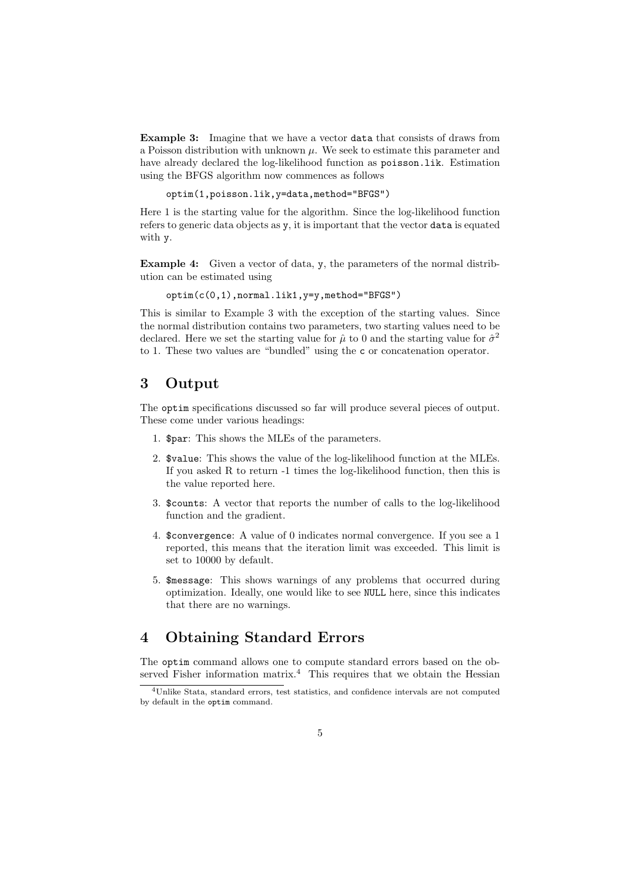**Example 3:** Imagine that we have a vector `data` that consists of draws from a Poisson distribution with unknown $\mu$. We seek to estimate this parameter and have already declared the log-likelihood function as `poisson.lik`. Estimation using the BFGS algorithm now commences as follows

```
optim(1,poisson.lik,y=data,method="BFGS")
```

Here 1 is the starting value for the algorithm. Since the log-likelihood function refers to generic data objects as `y`, it is important that the vector `data` is equated with `y`.

**Example 4:** Given a vector of data, `y`, the parameters of the normal distribution can be estimated using

```
optim(c(0,1),normal.lik1,y=y,method="BFGS")
```

This is similar to Example 3 with the exception of the starting values. Since the normal distribution contains two parameters, two starting values need to be declared. Here we set the starting value for $\hat{\mu}$ to 0 and the starting value for $\hat{\sigma}^2$ to 1. These two values are "bundled" using the `c` or concatenation operator.

## 3 Output

The `optim` specifications discussed so far will produce several pieces of output. These come under various headings:

1. `$par`: This shows the MLEs of the parameters.
2. `$value`: This shows the value of the log-likelihood function at the MLEs. If you asked R to return -1 times the log-likelihood function, then this is the value reported here.
3. `$counts`: A vector that reports the number of calls to the log-likelihood function and the gradient.
4. `$convergence`: A value of 0 indicates normal convergence. If you see a 1 reported, this means that the iteration limit was exceeded. This limit is set to 10000 by default.
5. `$message`: This shows warnings of any problems that occurred during optimization. Ideally, one would like to see `NULL` here, since this indicates that there are no warnings.

## 4 Obtaining Standard Errors

The `optim` command allows one to compute standard errors based on the observed Fisher information matrix.[4] This requires that we obtain the Hessian

[4] Unlike Stata, standard errors, test statistics, and confidence intervals are not computed by default in the `optim` command.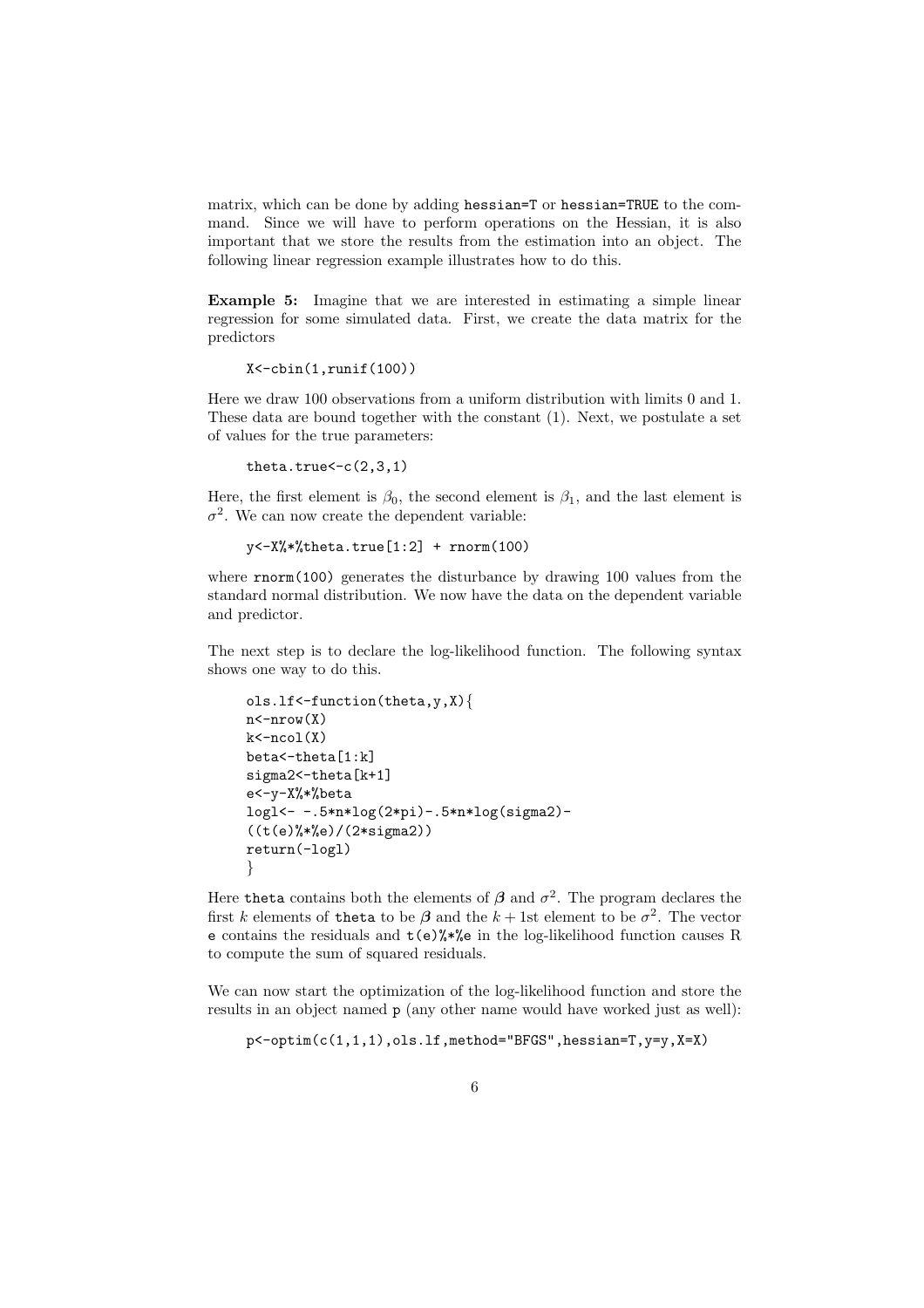matrix, which can be done by adding `hessian=T` or `hessian=TRUE` to the command. Since we will have to perform operations on the Hessian, it is also important that we store the results from the estimation into an object. The following linear regression example illustrates how to do this.

**Example 5:** Imagine that we are interested in estimating a simple linear regression for some simulated data. First, we create the data matrix for the predictors

```
X<-cbin(1,runif(100))
```

Here we draw 100 observations from a uniform distribution with limits 0 and 1. These data are bound together with the constant (1). Next, we postulate a set of values for the true parameters:

```
theta.true<-c(2,3,1)
```

Here, the first element is $\beta_0$, the second element is $\beta_1$, and the last element is $\sigma^2$. We can now create the dependent variable:

```
y<-X%*%theta.true[1:2] + rnorm(100)
```

where `rnorm(100)` generates the disturbance by drawing 100 values from the standard normal distribution. We now have the data on the dependent variable and predictor.

The next step is to declare the log-likelihood function. The following syntax shows one way to do this.

```
ols.lf<-function(theta,y,X){
n<-nrow(X)
k<-ncol(X)
beta<-theta[1:k]
sigma2<-theta[k+1]
e<-y-X%*%beta
logl<- -.5*n*log(2*pi)-.5*n*log(sigma2)-
((t(e)%*%e)/(2*sigma2))
return(-logl)
}
```

Here `theta` contains both the elements of $\boldsymbol{\beta}$ and $\sigma^2$. The program declares the first $k$ elements of `theta` to be $\boldsymbol{\beta}$ and the $k+1$st element to be $\sigma^2$. The vector `e` contains the residuals and `t(e)%*%e` in the log-likelihood function causes R to compute the sum of squared residuals.

We can now start the optimization of the log-likelihood function and store the results in an object named `p` (any other name would have worked just as well):

```
p<-optim(c(1,1,1),ols.lf,method="BFGS",hessian=T,y=y,X=X)
```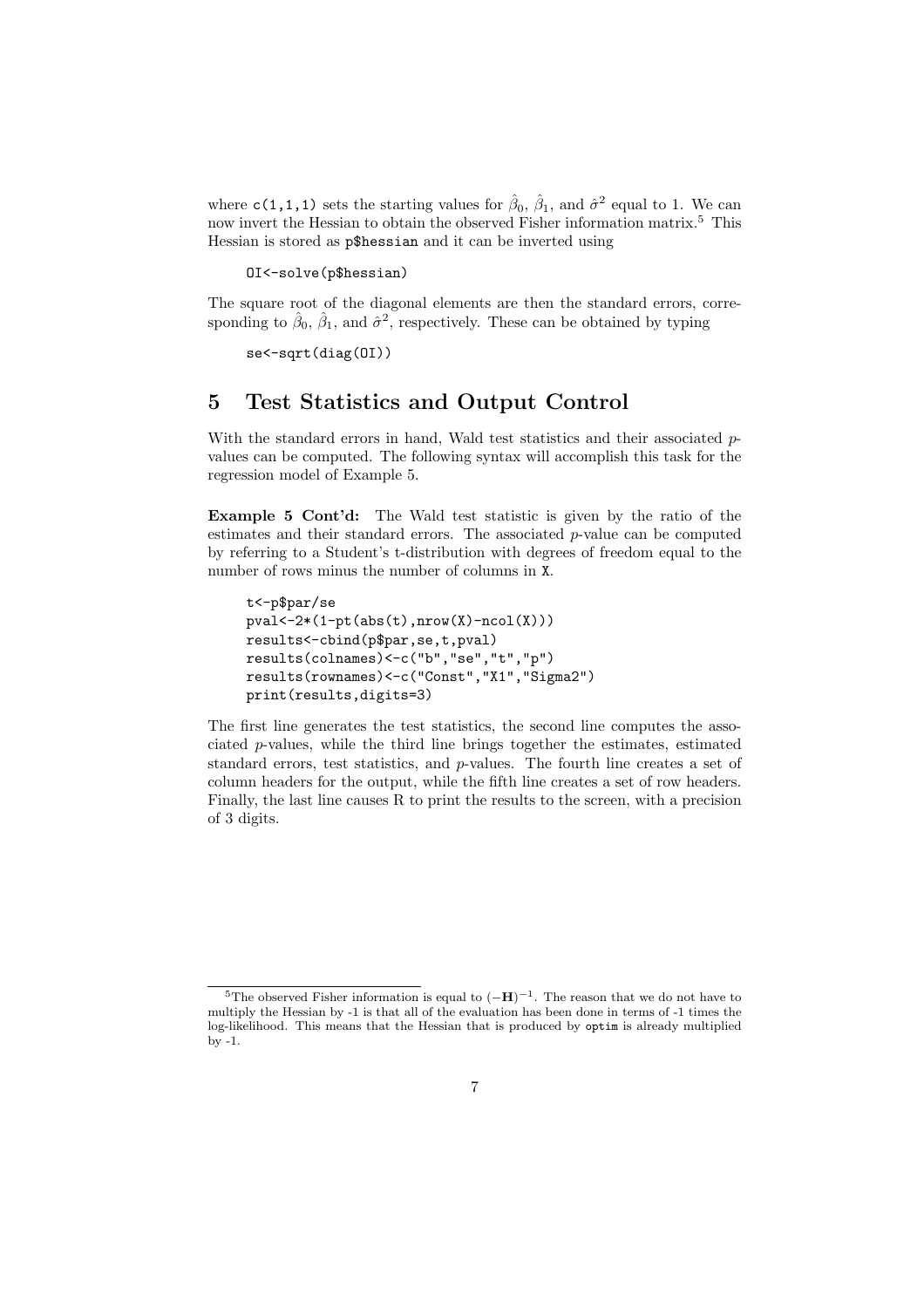where `c(1,1,1)` sets the starting values for $\hat{\beta}_0$, $\hat{\beta}_1$, and $\hat{\sigma}^2$ equal to 1. We can now invert the Hessian to obtain the observed Fisher information matrix.[5] This Hessian is stored as `p$hessian` and it can be inverted using

```
OI<-solve(p$hessian)
```

The square root of the diagonal elements are then the standard errors, corresponding to $\hat{\beta}_0$, $\hat{\beta}_1$, and $\hat{\sigma}^2$, respectively. These can be obtained by typing

```
se<-sqrt(diag(OI))
```

## 5 Test Statistics and Output Control

With the standard errors in hand, Wald test statistics and their associated $p$-values can be computed. The following syntax will accomplish this task for the regression model of Example 5.

**Example 5 Cont'd:** The Wald test statistic is given by the ratio of the estimates and their standard errors. The associated $p$-value can be computed by referring to a Student's t-distribution with degrees of freedom equal to the number of rows minus the number of columns in `X`.

```
t<-p$par/se
pval<-2*(1-pt(abs(t),nrow(X)-ncol(X)))
results<-cbind(p$par,se,t,pval)
results(colnames)<-c("b","se","t","p")
results(rownames)<-c("Const","X1","Sigma2")
print(results,digits=3)
```

The first line generates the test statistics, the second line computes the associated $p$-values, while the third line brings together the estimates, estimated standard errors, test statistics, and $p$-values. The fourth line creates a set of column headers for the output, while the fifth line creates a set of row headers. Finally, the last line causes R to print the results to the screen, with a precision of 3 digits.

---

[5] The observed Fisher information is equal to $(-\mathbf{H})^{-1}$. The reason that we do not have to multiply the Hessian by -1 is that all of the evaluation has been done in terms of -1 times the log-likelihood. This means that the Hessian that is produced by `optim` is already multiplied by -1.